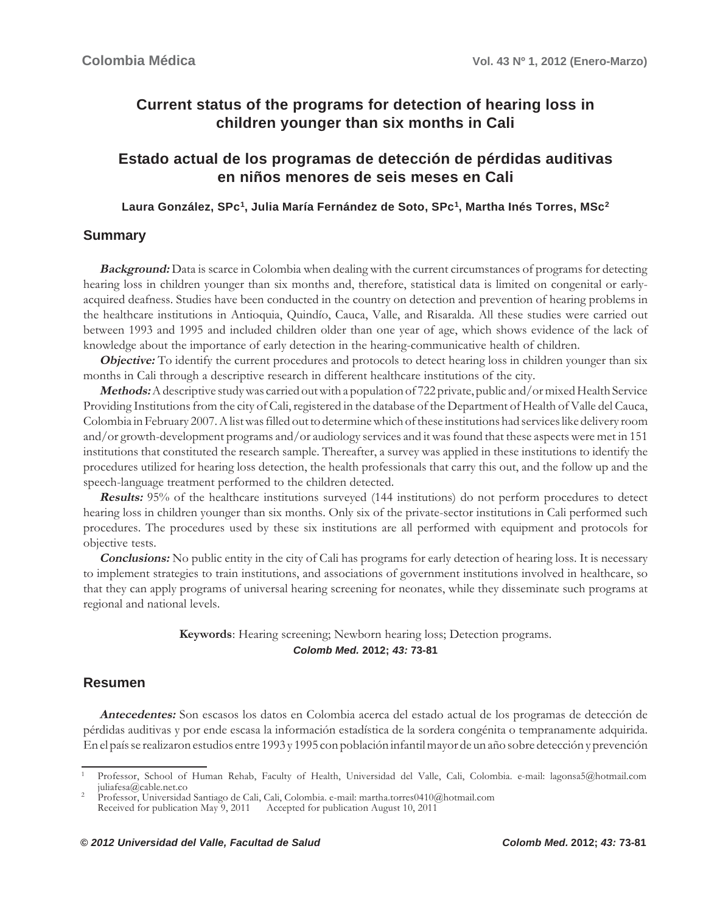# Current status of the programs for detection of hearing loss in children younger than six months in Cali

# Estado actual de los programas de detección de pérdidas auditivas en niños menores de seis meses en Cali

**Laura González, SPc[1], Julia María Fernández de Soto, SPc[1], Martha Inés Torres, MSc[2]**

## Summary

***Background:*** Data is scarce in Colombia when dealing with the current circumstances of programs for detecting hearing loss in children younger than six months and, therefore, statistical data is limited on congenital or early-acquired deafness. Studies have been conducted in the country on detection and prevention of hearing problems in the healthcare institutions in Antioquia, Quindío, Cauca, Valle, and Risaralda. All these studies were carried out between 1993 and 1995 and included children older than one year of age, which shows evidence of the lack of knowledge about the importance of early detection in the hearing-communicative health of children.

***Objective:*** To identify the current procedures and protocols to detect hearing loss in children younger than six months in Cali through a descriptive research in different healthcare institutions of the city.

***Methods:*** A descriptive study was carried out with a population of 722 private, public and/or mixed Health Service Providing Institutions from the city of Cali, registered in the database of the Department of Health of Valle del Cauca, Colombia in February 2007. A list was filled out to determine which of these institutions had services like delivery room and/or growth-development programs and/or audiology services and it was found that these aspects were met in 151 institutions that constituted the research sample. Thereafter, a survey was applied in these institutions to identify the procedures utilized for hearing loss detection, the health professionals that carry this out, and the follow up and the speech-language treatment performed to the children detected.

***Results:*** 95% of the healthcare institutions surveyed (144 institutions) do not perform procedures to detect hearing loss in children younger than six months. Only six of the private-sector institutions in Cali performed such procedures. The procedures used by these six institutions are all performed with equipment and protocols for objective tests.

***Conclusions:*** No public entity in the city of Cali has programs for early detection of hearing loss. It is necessary to implement strategies to train institutions, and associations of government institutions involved in healthcare, so that they can apply programs of universal hearing screening for neonates, while they disseminate such programs at regional and national levels.

**Keywords**: Hearing screening; Newborn hearing loss; Detection programs.

## Resumen

***Antecedentes:*** Son escasos los datos en Colombia acerca del estado actual de los programas de detección de pérdidas auditivas y por ende escasa la información estadística de la sordera congénita o tempranamente adquirida. En el país se realizaron estudios entre 1993 y 1995 con población infantil mayor de un año sobre detección y prevención

---

[1] Professor, School of Human Rehab, Faculty of Health, Universidad del Valle, Cali, Colombia. e-mail: lagonsa5@hotmail.com juliafesa@cable.net.co

[2] Professor, Universidad Santiago de Cali, Cali, Colombia. e-mail: martha.torres0410@hotmail.com

Received for publication May 9, 2011 Accepted for publication August 10, 2011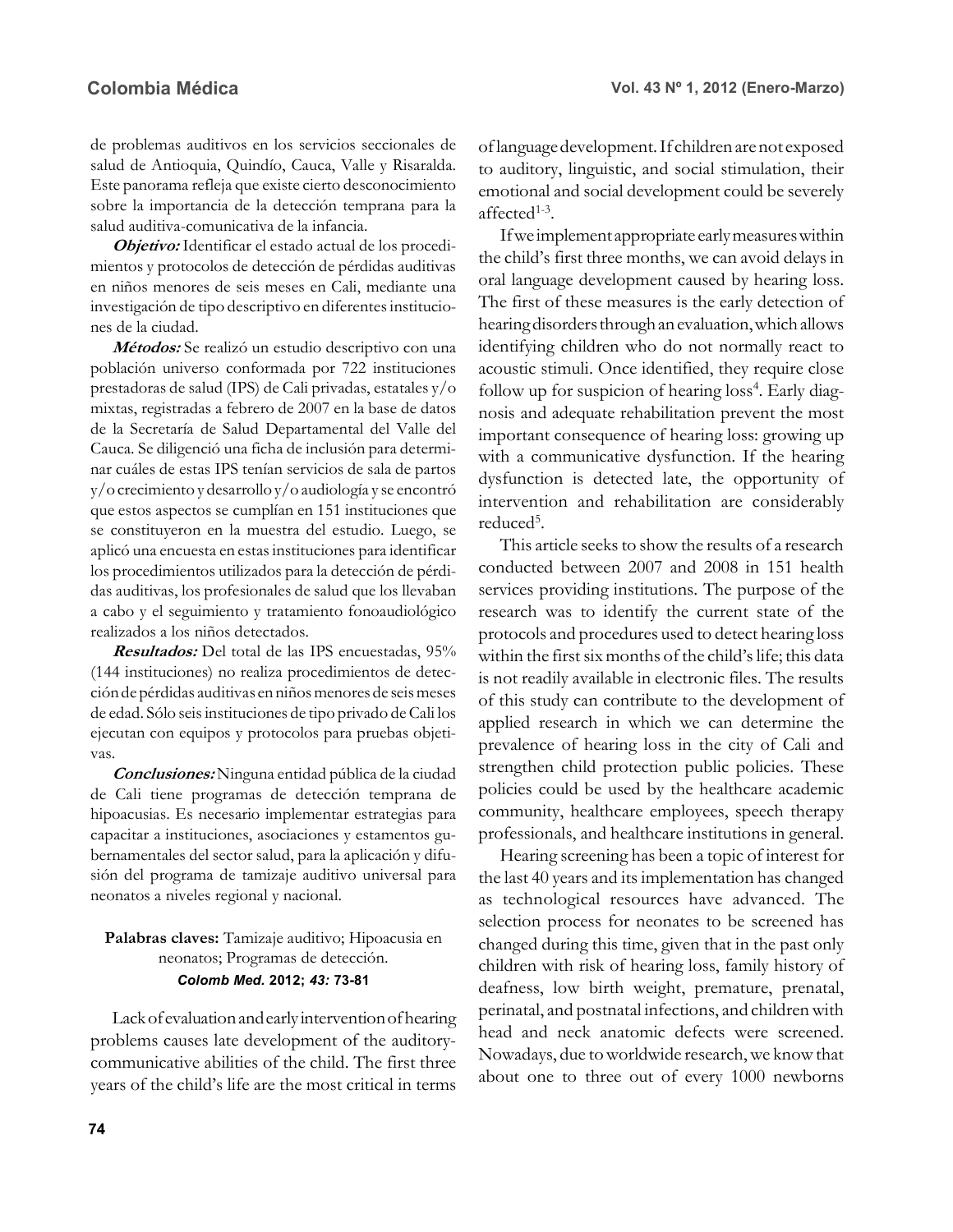de problemas auditivos en los servicios seccionales de salud de Antioquia, Quindío, Cauca, Valle y Risaralda. Este panorama refleja que existe cierto desconocimiento sobre la importancia de la detección temprana para la salud auditiva-comunicativa de la infancia.

***Objetivo:*** Identificar el estado actual de los procedimientos y protocolos de detección de pérdidas auditivas en niños menores de seis meses en Cali, mediante una investigación de tipo descriptivo en diferentes instituciones de la ciudad.

***Métodos:*** Se realizó un estudio descriptivo con una población universo conformada por 722 instituciones prestadoras de salud (IPS) de Cali privadas, estatales y/o mixtas, registradas a febrero de 2007 en la base de datos de la Secretaría de Salud Departamental del Valle del Cauca. Se diligenció una ficha de inclusión para determinar cuáles de estas IPS tenían servicios de sala de partos y/o crecimiento y desarrollo y/o audiología y se encontró que estos aspectos se cumplían en 151 instituciones que se constituyeron en la muestra del estudio. Luego, se aplicó una encuesta en estas instituciones para identificar los procedimientos utilizados para la detección de pérdidas auditivas, los profesionales de salud que los llevaban a cabo y el seguimiento y tratamiento fonoaudiológico realizados a los niños detectados.

***Resultados:*** Del total de las IPS encuestadas, 95% (144 instituciones) no realiza procedimientos de detección de pérdidas auditivas en niños menores de seis meses de edad. Sólo seis instituciones de tipo privado de Cali los ejecutan con equipos y protocolos para pruebas objetivas.

***Conclusiones:*** Ninguna entidad pública de la ciudad de Cali tiene programas de detección temprana de hipoacusias. Es necesario implementar estrategias para capacitar a instituciones, asociaciones y estamentos gubernamentales del sector salud, para la aplicación y difusión del programa de tamizaje auditivo universal para neonatos a niveles regional y nacional.

**Palabras claves:** Tamizaje auditivo; Hipoacusia en neonatos; Programas de detección.

***Colomb Med.* 2012; *43:* 73-81**

Lack of evaluation and early intervention of hearing problems causes late development of the auditory-communicative abilities of the child. The first three years of the child's life are the most critical in terms of language development. If children are not exposed to auditory, linguistic, and social stimulation, their emotional and social development could be severely affected[1-3].

If we implement appropriate early measures within the child's first three months, we can avoid delays in oral language development caused by hearing loss. The first of these measures is the early detection of hearing disorders through an evaluation, which allows identifying children who do not normally react to acoustic stimuli. Once identified, they require close follow up for suspicion of hearing loss[4]. Early diagnosis and adequate rehabilitation prevent the most important consequence of hearing loss: growing up with a communicative dysfunction. If the hearing dysfunction is detected late, the opportunity of intervention and rehabilitation are considerably reduced[5].

This article seeks to show the results of a research conducted between 2007 and 2008 in 151 health services providing institutions. The purpose of the research was to identify the current state of the protocols and procedures used to detect hearing loss within the first six months of the child's life; this data is not readily available in electronic files. The results of this study can contribute to the development of applied research in which we can determine the prevalence of hearing loss in the city of Cali and strengthen child protection public policies. These policies could be used by the healthcare academic community, healthcare employees, speech therapy professionals, and healthcare institutions in general.

Hearing screening has been a topic of interest for the last 40 years and its implementation has changed as technological resources have advanced. The selection process for neonates to be screened has changed during this time, given that in the past only children with risk of hearing loss, family history of deafness, low birth weight, premature, prenatal, perinatal, and postnatal infections, and children with head and neck anatomic defects were screened. Nowadays, due to worldwide research, we know that about one to three out of every 1000 newborns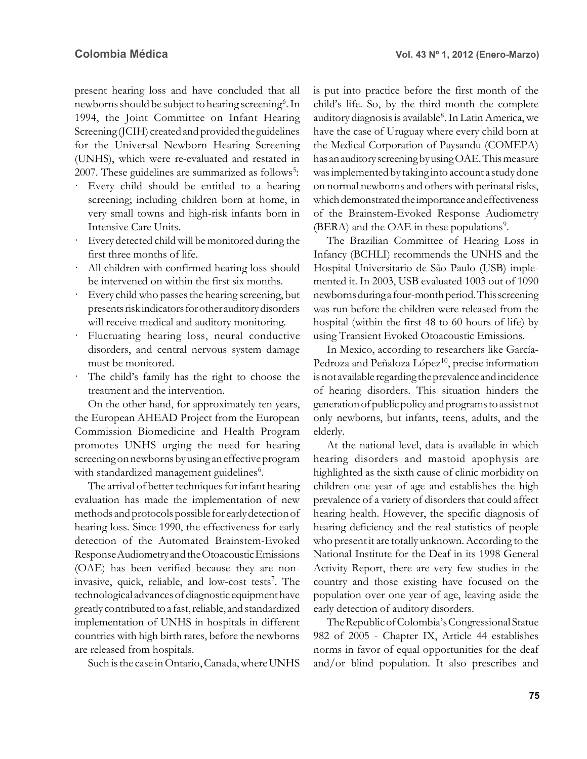present hearing loss and have concluded that all newborns should be subject to hearing screening[6]. In 1994, the Joint Committee on Infant Hearing Screening (JCIH) created and provided the guidelines for the Universal Newborn Hearing Screening (UNHS), which were re-evaluated and restated in 2007. These guidelines are summarized as follows[5]:

- Every child should be entitled to a hearing screening; including children born at home, in very small towns and high-risk infants born in Intensive Care Units.
- Every detected child will be monitored during the first three months of life.
- All children with confirmed hearing loss should be intervened on within the first six months.
- Every child who passes the hearing screening, but presents risk indicators for other auditory disorders will receive medical and auditory monitoring.
- Fluctuating hearing loss, neural conductive disorders, and central nervous system damage must be monitored.
- The child's family has the right to choose the treatment and the intervention.

On the other hand, for approximately ten years, the European AHEAD Project from the European Commission Biomedicine and Health Program promotes UNHS urging the need for hearing screening on newborns by using an effective program with standardized management guidelines[6].

The arrival of better techniques for infant hearing evaluation has made the implementation of new methods and protocols possible for early detection of hearing loss. Since 1990, the effectiveness for early detection of the Automated Brainstem-Evoked Response Audiometry and the Otoacoustic Emissions (OAE) has been verified because they are non-invasive, quick, reliable, and low-cost tests[7]. The technological advances of diagnostic equipment have greatly contributed to a fast, reliable, and standardized implementation of UNHS in hospitals in different countries with high birth rates, before the newborns are released from hospitals.

Such is the case in Ontario, Canada, where UNHS is put into practice before the first month of the child's life. So, by the third month the complete auditory diagnosis is available[8]. In Latin America, we have the case of Uruguay where every child born at the Medical Corporation of Paysandu (COMEPA) has an auditory screening by using OAE. This measure was implemented by taking into account a study done on normal newborns and others with perinatal risks, which demonstrated the importance and effectiveness of the Brainstem-Evoked Response Audiometry (BERA) and the OAE in these populations[9].

The Brazilian Committee of Hearing Loss in Infancy (BCHLI) recommends the UNHS and the Hospital Universitario de São Paulo (USB) implemented it. In 2003, USB evaluated 1003 out of 1090 newborns during a four-month period. This screening was run before the children were released from the hospital (within the first 48 to 60 hours of life) by using Transient Evoked Otoacoustic Emissions.

In Mexico, according to researchers like García-Pedroza and Peñaloza López[10], precise information is not available regarding the prevalence and incidence of hearing disorders. This situation hinders the generation of public policy and programs to assist not only newborns, but infants, teens, adults, and the elderly.

At the national level, data is available in which hearing disorders and mastoid apophysis are highlighted as the sixth cause of clinic morbidity on children one year of age and establishes the high prevalence of a variety of disorders that could affect hearing health. However, the specific diagnosis of hearing deficiency and the real statistics of people who present it are totally unknown. According to the National Institute for the Deaf in its 1998 General Activity Report, there are very few studies in the country and those existing have focused on the population over one year of age, leaving aside the early detection of auditory disorders.

The Republic of Colombia's Congressional Statue 982 of 2005 - Chapter IX, Article 44 establishes norms in favor of equal opportunities for the deaf and/or blind population. It also prescribes and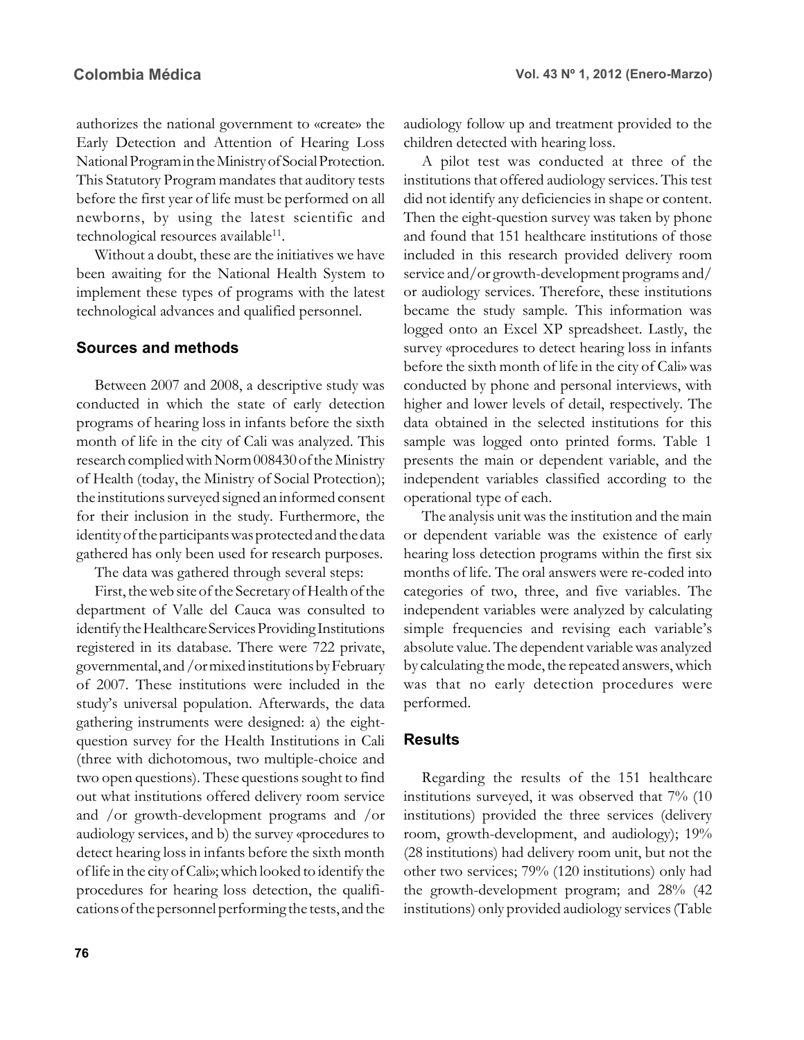authorizes the national government to «create» the Early Detection and Attention of Hearing Loss National Program in the Ministry of Social Protection. This Statutory Program mandates that auditory tests before the first year of life must be performed on all newborns, by using the latest scientific and technological resources available[11].

Without a doubt, these are the initiatives we have been awaiting for the National Health System to implement these types of programs with the latest technological advances and qualified personnel.

## Sources and methods

Between 2007 and 2008, a descriptive study was conducted in which the state of early detection programs of hearing loss in infants before the sixth month of life in the city of Cali was analyzed. This research complied with Norm 008430 of the Ministry of Health (today, the Ministry of Social Protection); the institutions surveyed signed an informed consent for their inclusion in the study. Furthermore, the identity of the participants was protected and the data gathered has only been used for research purposes.

The data was gathered through several steps:

First, the web site of the Secretary of Health of the department of Valle del Cauca was consulted to identify the Healthcare Services Providing Institutions registered in its database. There were 722 private, governmental, and /or mixed institutions by February of 2007. These institutions were included in the study's universal population. Afterwards, the data gathering instruments were designed: a) the eight-question survey for the Health Institutions in Cali (three with dichotomous, two multiple-choice and two open questions). These questions sought to find out what institutions offered delivery room service and /or growth-development programs and /or audiology services, and b) the survey «procedures to detect hearing loss in infants before the sixth month of life in the city of Cali»; which looked to identify the procedures for hearing loss detection, the qualifications of the personnel performing the tests, and the audiology follow up and treatment provided to the children detected with hearing loss.

A pilot test was conducted at three of the institutions that offered audiology services. This test did not identify any deficiencies in shape or content. Then the eight-question survey was taken by phone and found that 151 healthcare institutions of those included in this research provided delivery room service and/or growth-development programs and/ or audiology services. Therefore, these institutions became the study sample. This information was logged onto an Excel XP spreadsheet. Lastly, the survey «procedures to detect hearing loss in infants before the sixth month of life in the city of Cali» was conducted by phone and personal interviews, with higher and lower levels of detail, respectively. The data obtained in the selected institutions for this sample was logged onto printed forms. Table 1 presents the main or dependent variable, and the independent variables classified according to the operational type of each.

The analysis unit was the institution and the main or dependent variable was the existence of early hearing loss detection programs within the first six months of life. The oral answers were re-coded into categories of two, three, and five variables. The independent variables were analyzed by calculating simple frequencies and revising each variable's absolute value. The dependent variable was analyzed by calculating the mode, the repeated answers, which was that no early detection procedures were performed.

## Results

Regarding the results of the 151 healthcare institutions surveyed, it was observed that 7% (10 institutions) provided the three services (delivery room, growth-development, and audiology); 19% (28 institutions) had delivery room unit, but not the other two services; 79% (120 institutions) only had the growth-development program; and 28% (42 institutions) only provided audiology services (Table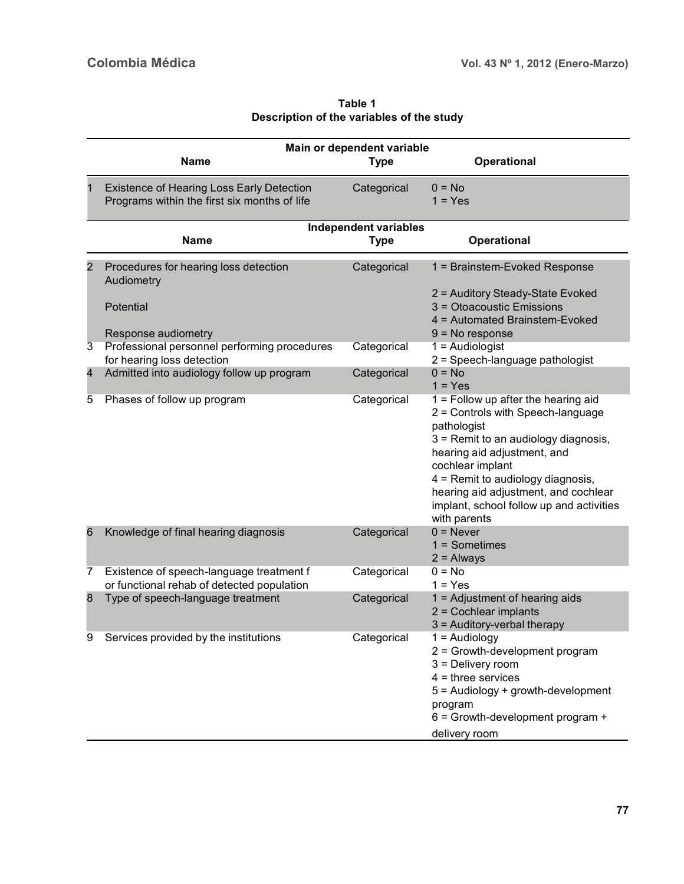**Table 1**
**Description of the variables of the study**

| | Name | Type | Operational |
|---|---|---|---|
| | **Main or dependent variable** | | |
| 1 | Existence of Hearing Loss Early Detection Programs within the first six months of life | Categorical | 0 = No<br>1 = Yes |
| | **Independent variables** | | |
| 2 | Procedures for hearing loss detection Audiometry<br><br>Potential<br><br>Response audiometry | Categorical | 1 = Brainstem-Evoked Response<br><br>2 = Auditory Steady-State Evoked<br>3 = Otoacoustic Emissions<br>4 = Automated Brainstem-Evoked<br>9 = No response |
| 3 | Professional personnel performing procedures for hearing loss detection | Categorical | 1 = Audiologist<br>2 = Speech-language pathologist |
| 4 | Admitted into audiology follow up program | Categorical | 0 = No<br>1 = Yes |
| 5 | Phases of follow up program | Categorical | 1 = Follow up after the hearing aid<br>2 = Controls with Speech-language pathologist<br>3 = Remit to an audiology diagnosis, hearing aid adjustment, and cochlear implant<br>4 = Remit to audiology diagnosis, hearing aid adjustment, and cochlear implant, school follow up and activities with parents |
| 6 | Knowledge of final hearing diagnosis | Categorical | 0 = Never<br>1 = Sometimes<br>2 = Always |
| 7 | Existence of speech-language treatment f or functional rehab of detected population | Categorical | 0 = No<br>1 = Yes |
| 8 | Type of speech-language treatment | Categorical | 1 = Adjustment of hearing aids<br>2 = Cochlear implants<br>3 = Auditory-verbal therapy |
| 9 | Services provided by the institutions | Categorical | 1 = Audiology<br>2 = Growth-development program<br>3 = Delivery room<br>4 = three services<br>5 = Audiology + growth-development program<br>6 = Growth-development program + delivery room |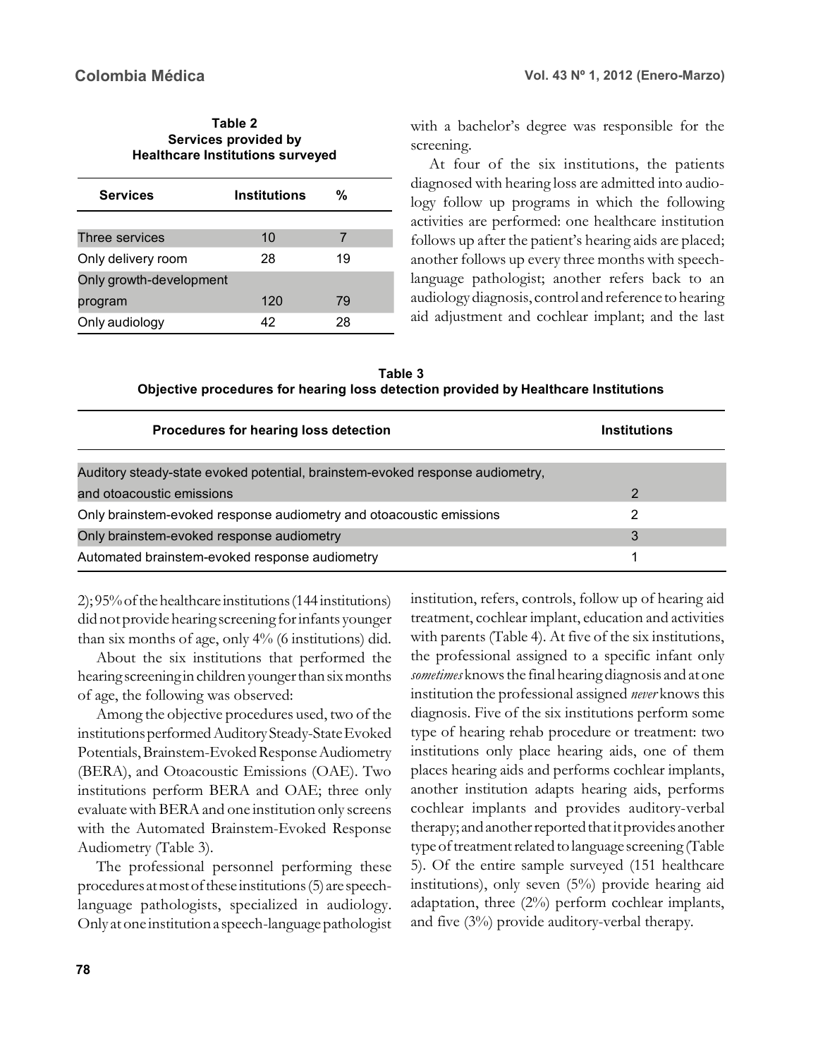**Table 2**
**Services provided by Healthcare Institutions surveyed**

| Services | Institutions | % |
|---|---|---|
| Three services | 10 | 7 |
| Only delivery room | 28 | 19 |
| Only growth-development program | 120 | 79 |
| Only audiology | 42 | 28 |

2); 95% of the healthcare institutions (144 institutions) did not provide hearing screening for infants younger than six months of age, only 4% (6 institutions) did.

About the six institutions that performed the hearing screening in children younger than six months of age, the following was observed:

Among the objective procedures used, two of the institutions performed Auditory Steady-State Evoked Potentials, Brainstem-Evoked Response Audiometry (BERA), and Otoacoustic Emissions (OAE). Two institutions perform BERA and OAE; three only evaluate with BERA and one institution only screens with the Automated Brainstem-Evoked Response Audiometry (Table 3).

The professional personnel performing these procedures at most of these institutions (5) are speech-language pathologists, specialized in audiology. Only at one institution a speech-language pathologist with a bachelor's degree was responsible for the screening.

At four of the six institutions, the patients diagnosed with hearing loss are admitted into audiology follow up programs in which the following activities are performed: one healthcare institution follows up after the patient's hearing aids are placed; another follows up every three months with speech-language pathologist; another refers back to an audiology diagnosis, control and reference to hearing aid adjustment and cochlear implant; and the last institution, refers, controls, follow up of hearing aid treatment, cochlear implant, education and activities with parents (Table 4). At five of the six institutions, the professional assigned to a specific infant only *sometimes* knows the final hearing diagnosis and at one institution the professional assigned *never* knows this diagnosis. Five of the six institutions perform some type of hearing rehab procedure or treatment: two institutions only place hearing aids, one of them places hearing aids and performs cochlear implants, another institution adapts hearing aids, performs cochlear implants and provides auditory-verbal therapy; and another reported that it provides another type of treatment related to language screening (Table 5). Of the entire sample surveyed (151 healthcare institutions), only seven (5%) provide hearing aid adaptation, three (2%) perform cochlear implants, and five (3%) provide auditory-verbal therapy.

**Table 3**
**Objective procedures for hearing loss detection provided by Healthcare Institutions**

| Procedures for hearing loss detection | Institutions |
|---|---|
| Auditory steady-state evoked potential, brainstem-evoked response audiometry, and otoacoustic emissions | 2 |
| Only brainstem-evoked response audiometry and otoacoustic emissions | 2 |
| Only brainstem-evoked response audiometry | 3 |
| Automated brainstem-evoked response audiometry | 1 |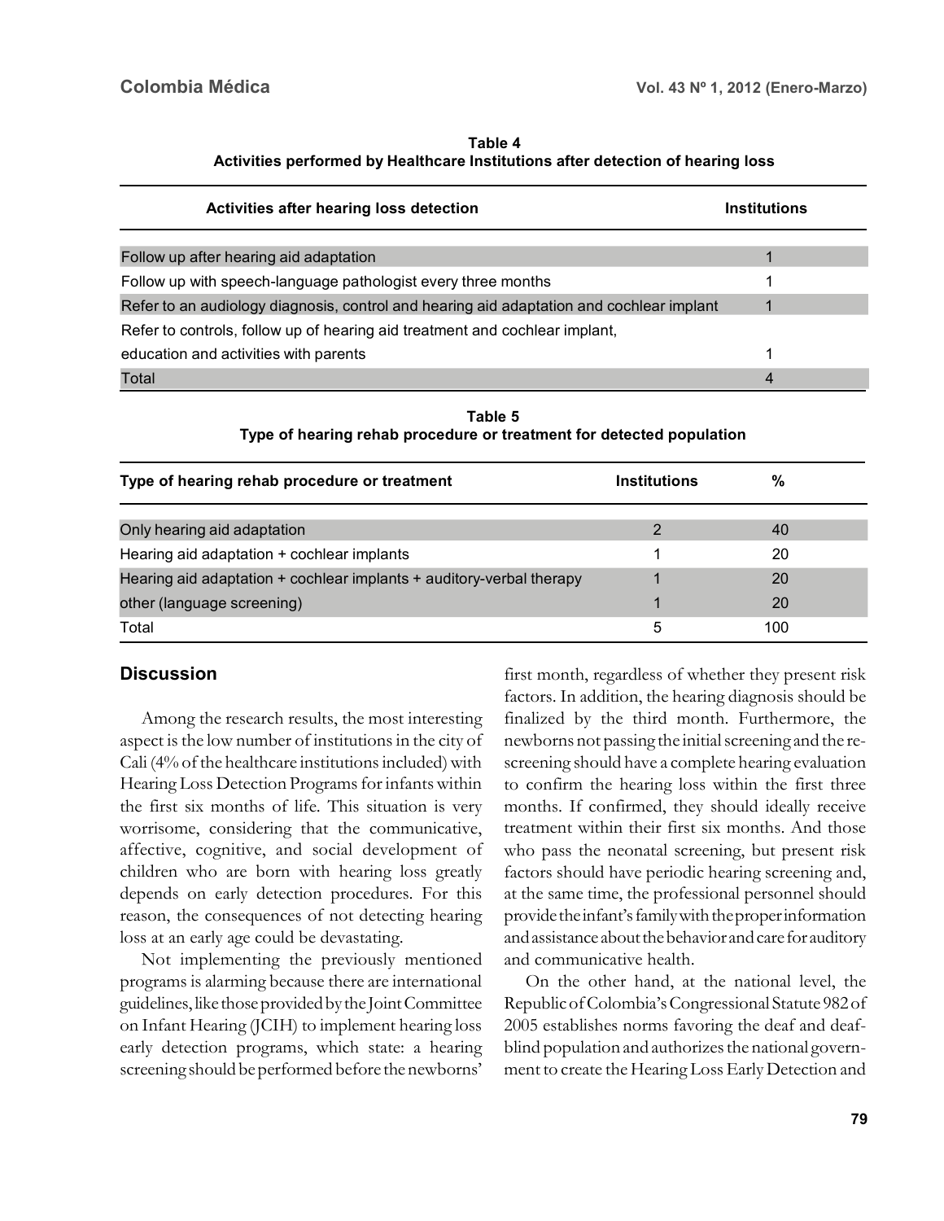**Table 4**
**Activities performed by Healthcare Institutions after detection of hearing loss**

| Activities after hearing loss detection | Institutions |
|---|---|
| Follow up after hearing aid adaptation | 1 |
| Follow up with speech-language pathologist every three months | 1 |
| Refer to an audiology diagnosis, control and hearing aid adaptation and cochlear implant | 1 |
| Refer to controls, follow up of hearing aid treatment and cochlear implant, education and activities with parents | 1 |
| Total | 4 |

**Table 5**
**Type of hearing rehab procedure or treatment for detected population**

| Type of hearing rehab procedure or treatment | Institutions | % |
|---|---|---|
| Only hearing aid adaptation | 2 | 40 |
| Hearing aid adaptation + cochlear implants | 1 | 20 |
| Hearing aid adaptation + cochlear implants + auditory-verbal therapy | 1 | 20 |
| other (language screening) | 1 | 20 |
| Total | 5 | 100 |

## Discussion

Among the research results, the most interesting aspect is the low number of institutions in the city of Cali (4% of the healthcare institutions included) with Hearing Loss Detection Programs for infants within the first six months of life. This situation is very worrisome, considering that the communicative, affective, cognitive, and social development of children who are born with hearing loss greatly depends on early detection procedures. For this reason, the consequences of not detecting hearing loss at an early age could be devastating.

Not implementing the previously mentioned programs is alarming because there are international guidelines, like those provided by the Joint Committee on Infant Hearing (JCIH) to implement hearing loss early detection programs, which state: a hearing screening should be performed before the newborns' first month, regardless of whether they present risk factors. In addition, the hearing diagnosis should be finalized by the third month. Furthermore, the newborns not passing the initial screening and the re-screening should have a complete hearing evaluation to confirm the hearing loss within the first three months. If confirmed, they should ideally receive treatment within their first six months. And those who pass the neonatal screening, but present risk factors should have periodic hearing screening and, at the same time, the professional personnel should provide the infant's family with the proper information and assistance about the behavior and care for auditory and communicative health.

On the other hand, at the national level, the Republic of Colombia's Congressional Statute 982 of 2005 establishes norms favoring the deaf and deaf-blind population and authorizes the national government to create the Hearing Loss Early Detection and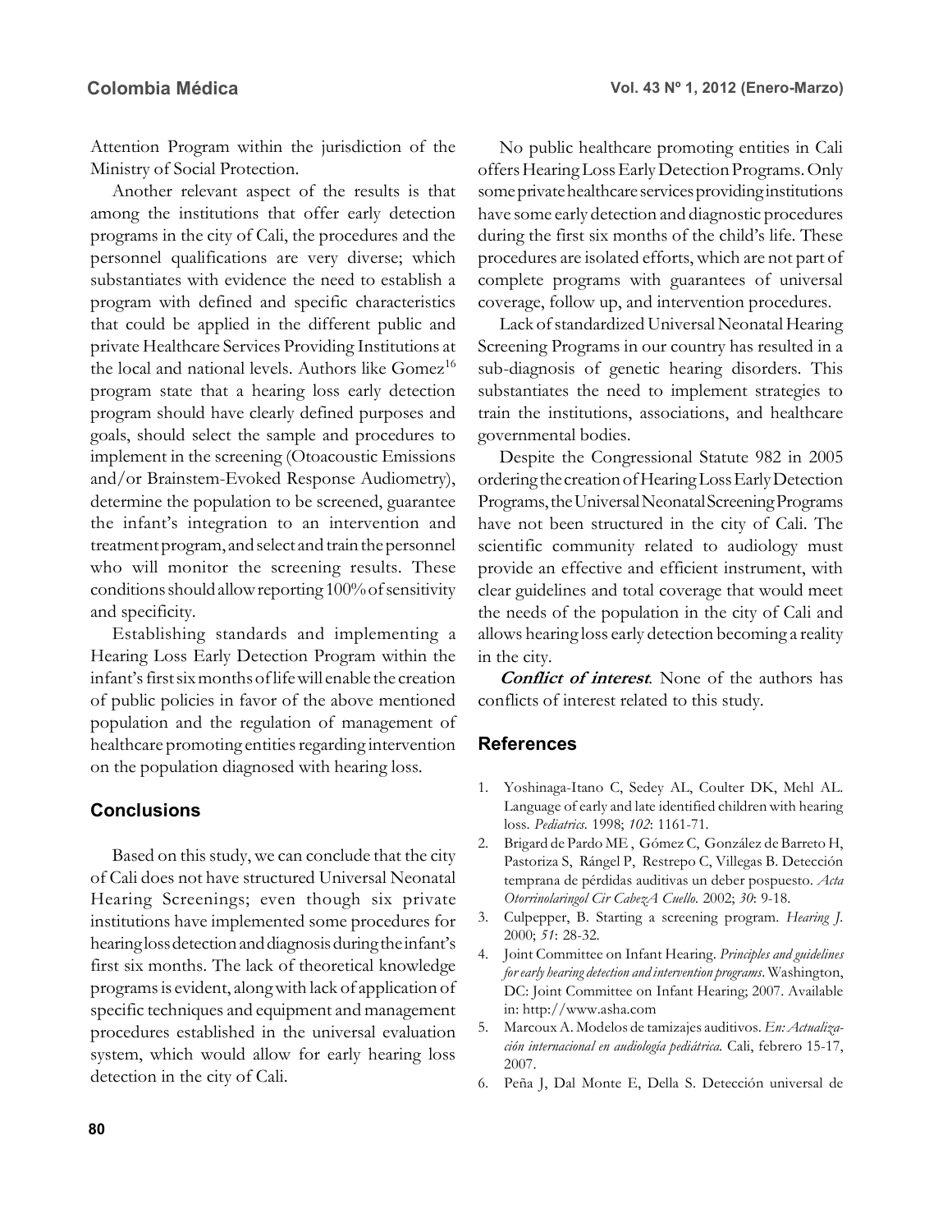Attention Program within the jurisdiction of the Ministry of Social Protection.

Another relevant aspect of the results is that among the institutions that offer early detection programs in the city of Cali, the procedures and the personnel qualifications are very diverse; which substantiates with evidence the need to establish a program with defined and specific characteristics that could be applied in the different public and private Healthcare Services Providing Institutions at the local and national levels. Authors like Gomez[16] program state that a hearing loss early detection program should have clearly defined purposes and goals, should select the sample and procedures to implement in the screening (Otoacoustic Emissions and/or Brainstem-Evoked Response Audiometry), determine the population to be screened, guarantee the infant's integration to an intervention and treatment program, and select and train the personnel who will monitor the screening results. These conditions should allow reporting 100% of sensitivity and specificity.

Establishing standards and implementing a Hearing Loss Early Detection Program within the infant's first six months of life will enable the creation of public policies in favor of the above mentioned population and the regulation of management of healthcare promoting entities regarding intervention on the population diagnosed with hearing loss.

## Conclusions

Based on this study, we can conclude that the city of Cali does not have structured Universal Neonatal Hearing Screenings; even though six private institutions have implemented some procedures for hearing loss detection and diagnosis during the infant's first six months. The lack of theoretical knowledge programs is evident, along with lack of application of specific techniques and equipment and management procedures established in the universal evaluation system, which would allow for early hearing loss detection in the city of Cali.

No public healthcare promoting entities in Cali offers Hearing Loss Early Detection Programs. Only some private healthcare services providing institutions have some early detection and diagnostic procedures during the first six months of the child's life. These procedures are isolated efforts, which are not part of complete programs with guarantees of universal coverage, follow up, and intervention procedures.

Lack of standardized Universal Neonatal Hearing Screening Programs in our country has resulted in a sub-diagnosis of genetic hearing disorders. This substantiates the need to implement strategies to train the institutions, associations, and healthcare governmental bodies.

Despite the Congressional Statute 982 in 2005 ordering the creation of Hearing Loss Early Detection Programs, the Universal Neonatal Screening Programs have not been structured in the city of Cali. The scientific community related to audiology must provide an effective and efficient instrument, with clear guidelines and total coverage that would meet the needs of the population in the city of Cali and allows hearing loss early detection becoming a reality in the city.

***Conflict of interest***. None of the authors has conflicts of interest related to this study.

## References

1. Yoshinaga-Itano C, Sedey AL, Coulter DK, Mehl AL. Language of early and late identified children with hearing loss. *Pediatrics*. 1998; *102*: 1161-71.
2. Brigard de Pardo ME , Gómez C, González de Barreto H, Pastoriza S, Rángel P, Restrepo C, Villegas B. Detección temprana de pérdidas auditivas un deber pospuesto. *Acta Otorrinolaringol Cir CabezA Cuello*. 2002; *30*: 9-18.
3. Culpepper, B. Starting a screening program. *Hearing J*. 2000; *51*: 28-32.
4. Joint Committee on Infant Hearing. *Principles and guidelines for early hearing detection and intervention programs*. Washington, DC: Joint Committee on Infant Hearing; 2007. Available in: http://www.asha.com
5. Marcoux A. Modelos de tamizajes auditivos. *En: Actualización internacional en audiología pediátrica*. Cali, febrero 15-17, 2007.
6. Peña J, Dal Monte E, Della S. Detección universal de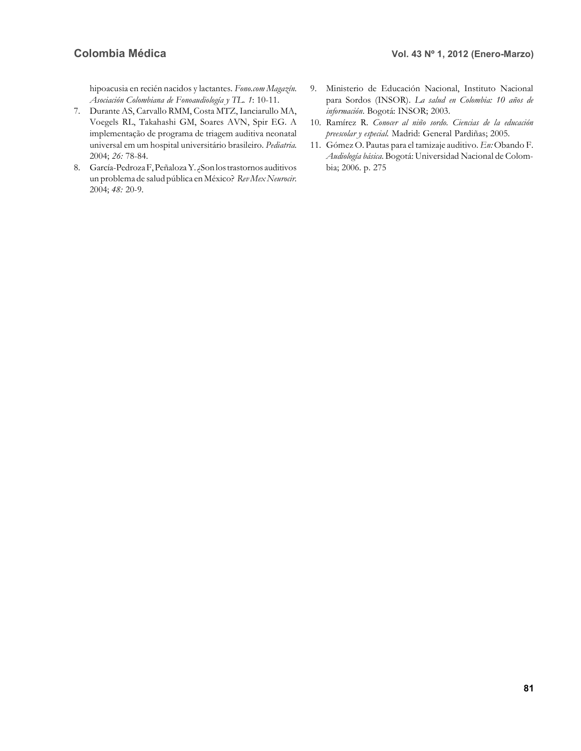hipoacusia en recién nacidos y lactantes. *Fono.com Magazín. Asociación Colombiana de Fonoaudiología y TL. 1*: 10-11.

7. Durante AS, Carvallo RMM, Costa MTZ, Ianciarullo MA, Voegels RL, Takahashi GM, Soares AVN, Spir EG. A implementação de programa de triagem auditiva neonatal universal em um hospital universitário brasileiro. *Pediatria.* 2004; *26:* 78-84.
8. García-Pedroza F, Peñaloza Y. ¿Son los trastornos auditivos un problema de salud pública en México? *Rev Mex Neurocir.* 2004; *48:* 20-9.
9. Ministerio de Educación Nacional, Instituto Nacional para Sordos (INSOR). *La salud en Colombia: 10 años de información.* Bogotá: INSOR; 2003.
10. Ramírez R. *Conocer al niño sordo. Ciencias de la educación preescolar y especial.* Madrid: General Pardiñas; 2005.
11. Gómez O. Pautas para el tamizaje auditivo. *En:* Obando F. *Audiología básica.* Bogotá: Universidad Nacional de Colombia; 2006. p. 275